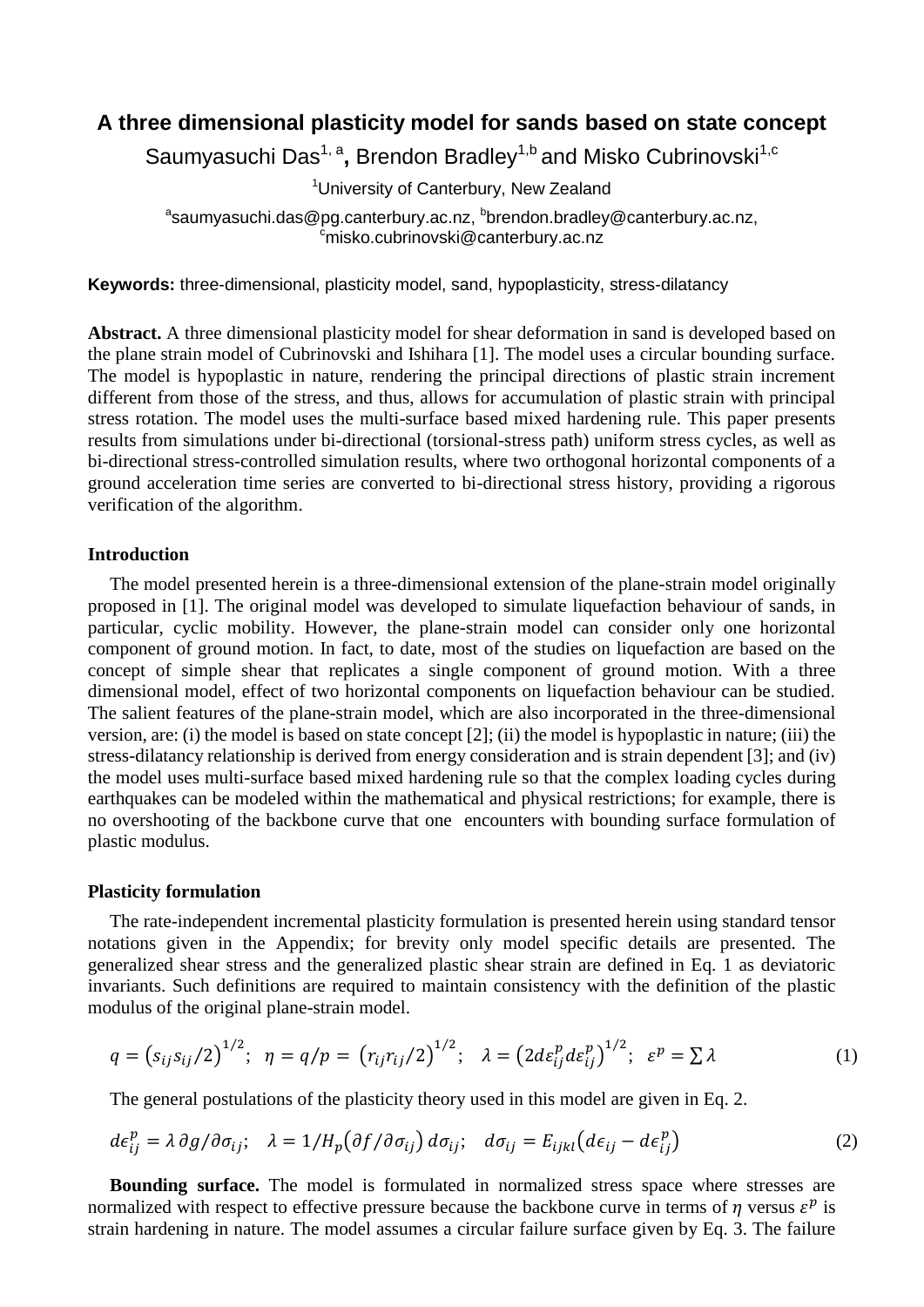# A three dimensional plasticity model for sands based on state concept

Saumyasuchi Das[1, a], Brendon Bradley[1,b] and Misko Cubrinovski[1,c]

[1]University of Canterbury, New Zealand

[a]saumyasuchi.das@pg.canterbury.ac.nz, [b]brendon.bradley@canterbury.ac.nz, [c]misko.cubrinovski@canterbury.ac.nz

**Keywords:** three-dimensional, plasticity model, sand, hypoplasticity, stress-dilatancy

**Abstract.** A three dimensional plasticity model for shear deformation in sand is developed based on the plane strain model of Cubrinovski and Ishihara [1]. The model uses a circular bounding surface. The model is hypoplastic in nature, rendering the principal directions of plastic strain increment different from those of the stress, and thus, allows for accumulation of plastic strain with principal stress rotation. The model uses the multi-surface based mixed hardening rule. This paper presents results from simulations under bi-directional (torsional-stress path) uniform stress cycles, as well as bi-directional stress-controlled simulation results, where two orthogonal horizontal components of a ground acceleration time series are converted to bi-directional stress history, providing a rigorous verification of the algorithm.

## Introduction

The model presented herein is a three-dimensional extension of the plane-strain model originally proposed in [1]. The original model was developed to simulate liquefaction behaviour of sands, in particular, cyclic mobility. However, the plane-strain model can consider only one horizontal component of ground motion. In fact, to date, most of the studies on liquefaction are based on the concept of simple shear that replicates a single component of ground motion. With a three dimensional model, effect of two horizontal components on liquefaction behaviour can be studied. The salient features of the plane-strain model, which are also incorporated in the three-dimensional version, are: (i) the model is based on state concept [2]; (ii) the model is hypoplastic in nature; (iii) the stress-dilatancy relationship is derived from energy consideration and is strain dependent [3]; and (iv) the model uses multi-surface based mixed hardening rule so that the complex loading cycles during earthquakes can be modeled within the mathematical and physical restrictions; for example, there is no overshooting of the backbone curve that one encounters with bounding surface formulation of plastic modulus.

## Plasticity formulation

The rate-independent incremental plasticity formulation is presented herein using standard tensor notations given in the Appendix; for brevity only model specific details are presented. The generalized shear stress and the generalized plastic shear strain are defined in Eq. 1 as deviatoric invariants. Such definitions are required to maintain consistency with the definition of the plastic modulus of the original plane-strain model.

$$q = \left(s_{ij}s_{ij}/2\right)^{1/2};\ \ \eta = q/p = \left(r_{ij}r_{ij}/2\right)^{1/2};\ \ \ \lambda = \left(2d\varepsilon_{ij}^{p}d\varepsilon_{ij}^{p}\right)^{1/2};\ \ \varepsilon^{p} = \sum \lambda \tag{1}$$

The general postulations of the plasticity theory used in this model are given in Eq. 2.

$$d\epsilon_{ij}^{p} = \lambda\, \partial g/\partial\sigma_{ij};\quad \lambda = 1/H_{p}\left(\partial f/\partial\sigma_{ij}\right)d\sigma_{ij};\quad d\sigma_{ij} = E_{ijkl}\left(d\epsilon_{ij} - d\epsilon_{ij}^{p}\right) \tag{2}$$

**Bounding surface.** The model is formulated in normalized stress space where stresses are normalized with respect to effective pressure because the backbone curve in terms of $\eta$ versus $\varepsilon^{p}$ is strain hardening in nature. The model assumes a circular failure surface given by Eq. 3. The failure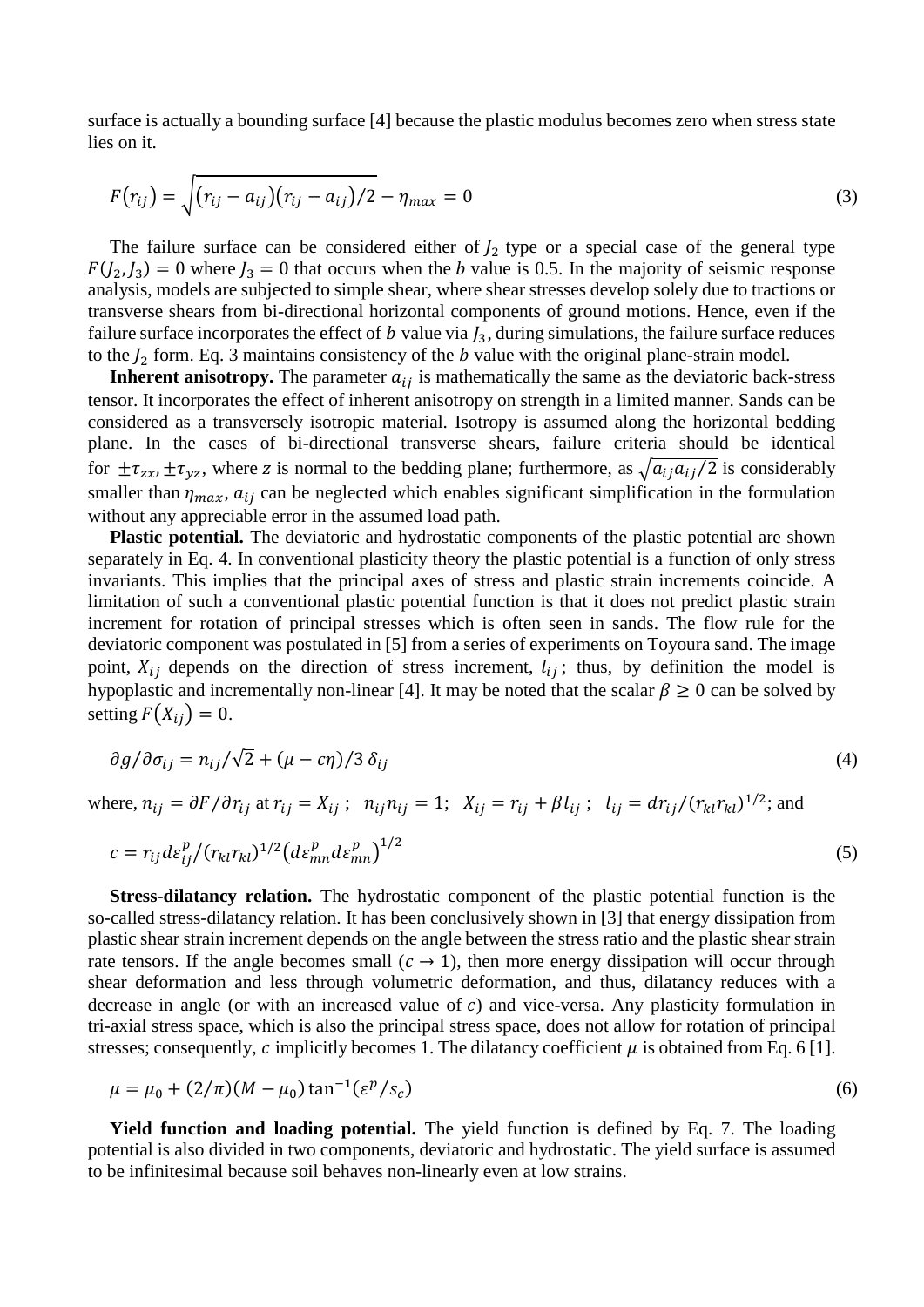surface is actually a bounding surface [4] because the plastic modulus becomes zero when stress state lies on it.

$$F(r_{ij}) = \sqrt{(r_{ij} - a_{ij})(r_{ij} - a_{ij})/2} - \eta_{max} = 0 \tag{3}$$

The failure surface can be considered either of $J_2$ type or a special case of the general type $F(J_2, J_3) = 0$ where $J_3 = 0$ that occurs when the $b$ value is 0.5. In the majority of seismic response analysis, models are subjected to simple shear, where shear stresses develop solely due to tractions or transverse shears from bi-directional horizontal components of ground motions. Hence, even if the failure surface incorporates the effect of $b$ value via $J_3$, during simulations, the failure surface reduces to the $J_2$ form. Eq. 3 maintains consistency of the $b$ value with the original plane-strain model.

**Inherent anisotropy.** The parameter $a_{ij}$ is mathematically the same as the deviatoric back-stress tensor. It incorporates the effect of inherent anisotropy on strength in a limited manner. Sands can be considered as a transversely isotropic material. Isotropy is assumed along the horizontal bedding plane. In the cases of bi-directional transverse shears, failure criteria should be identical for $\pm\tau_{zx}, \pm\tau_{yz}$, where $z$ is normal to the bedding plane; furthermore, as $\sqrt{a_{ij}a_{ij}/2}$ is considerably smaller than $\eta_{max}$, $a_{ij}$ can be neglected which enables significant simplification in the formulation without any appreciable error in the assumed load path.

**Plastic potential.** The deviatoric and hydrostatic components of the plastic potential are shown separately in Eq. 4. In conventional plasticity theory the plastic potential is a function of only stress invariants. This implies that the principal axes of stress and plastic strain increments coincide. A limitation of such a conventional plastic potential function is that it does not predict plastic strain increment for rotation of principal stresses which is often seen in sands. The flow rule for the deviatoric component was postulated in [5] from a series of experiments on Toyoura sand. The image point, $X_{ij}$ depends on the direction of stress increment, $l_{ij}$; thus, by definition the model is hypoplastic and incrementally non-linear [4]. It may be noted that the scalar $\beta \geq 0$ can be solved by setting $F(X_{ij}) = 0$.

$$\partial g/\partial\sigma_{ij} = n_{ij}/\sqrt{2} + (\mu - c\eta)/3\,\delta_{ij} \tag{4}$$

where, $n_{ij} = \partial F/\partial r_{ij}$ at $r_{ij} = X_{ij}$ ; $n_{ij}n_{ij} = 1$; $X_{ij} = r_{ij} + \beta l_{ij}$ ; $l_{ij} = dr_{ij}/(r_{kl}r_{kl})^{1/2}$; and

$$c = r_{ij}d\varepsilon_{ij}^{p}/(r_{kl}r_{kl})^{1/2}\left(d\varepsilon_{mn}^{p}d\varepsilon_{mn}^{p}\right)^{1/2} \tag{5}$$

**Stress-dilatancy relation.** The hydrostatic component of the plastic potential function is the so-called stress-dilatancy relation. It has been conclusively shown in [3] that energy dissipation from plastic shear strain increment depends on the angle between the stress ratio and the plastic shear strain rate tensors. If the angle becomes small ($c \to 1$), then more energy dissipation will occur through shear deformation and less through volumetric deformation, and thus, dilatancy reduces with a decrease in angle (or with an increased value of $c$) and vice-versa. Any plasticity formulation in tri-axial stress space, which is also the principal stress space, does not allow for rotation of principal stresses; consequently, $c$ implicitly becomes 1. The dilatancy coefficient $\mu$ is obtained from Eq. 6 [1].

$$\mu = \mu_0 + (2/\pi)(M - \mu_0)\tan^{-1}(\varepsilon^p/s_c) \tag{6}$$

**Yield function and loading potential.** The yield function is defined by Eq. 7. The loading potential is also divided in two components, deviatoric and hydrostatic. The yield surface is assumed to be infinitesimal because soil behaves non-linearly even at low strains.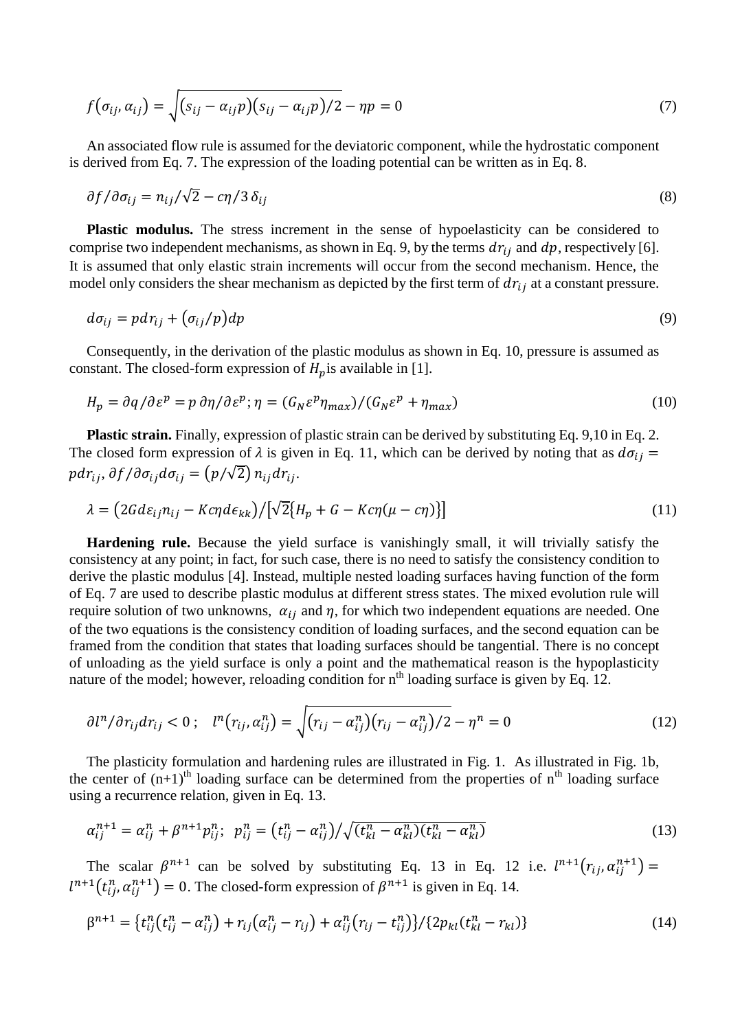$$f(\sigma_{ij}, \alpha_{ij}) = \sqrt{(s_{ij} - \alpha_{ij}p)(s_{ij} - \alpha_{ij}p)/2} - \eta p = 0 \tag{7}$$

An associated flow rule is assumed for the deviatoric component, while the hydrostatic component is derived from Eq. 7. The expression of the loading potential can be written as in Eq. 8.

$$\partial f/\partial \sigma_{ij} = n_{ij}/\sqrt{2} - c\eta/3\,\delta_{ij} \tag{8}$$

**Plastic modulus.** The stress increment in the sense of hypoelasticity can be considered to comprise two independent mechanisms, as shown in Eq. 9, by the terms $dr_{ij}$ and $dp$, respectively [6]. It is assumed that only elastic strain increments will occur from the second mechanism. Hence, the model only considers the shear mechanism as depicted by the first term of $dr_{ij}$ at a constant pressure.

$$d\sigma_{ij} = pdr_{ij} + (\sigma_{ij}/p)dp \tag{9}$$

Consequently, in the derivation of the plastic modulus as shown in Eq. 10, pressure is assumed as constant. The closed-form expression of $H_p$ is available in [1].

$$H_p = \partial q/\partial \varepsilon^p = p\,\partial \eta/\partial \varepsilon^p;\ \eta = (G_N \varepsilon^p \eta_{max})/(G_N \varepsilon^p + \eta_{max}) \tag{10}$$

**Plastic strain.** Finally, expression of plastic strain can be derived by substituting Eq. 9,10 in Eq. 2. The closed form expression of $\lambda$ is given in Eq. 11, which can be derived by noting that as $d\sigma_{ij} = pdr_{ij}$, $\partial f/\partial \sigma_{ij} d\sigma_{ij} = (p/\sqrt{2})\, n_{ij} dr_{ij}$.

$$\lambda = (2Gd\varepsilon_{ij}n_{ij} - Kc\eta d\epsilon_{kk})/[\sqrt{2}\{H_p + G - Kc\eta(\mu - c\eta)\}] \tag{11}$$

**Hardening rule.** Because the yield surface is vanishingly small, it will trivially satisfy the consistency at any point; in fact, for such case, there is no need to satisfy the consistency condition to derive the plastic modulus [4]. Instead, multiple nested loading surfaces having function of the form of Eq. 7 are used to describe plastic modulus at different stress states. The mixed evolution rule will require solution of two unknowns, $\alpha_{ij}$ and $\eta$, for which two independent equations are needed. One of the two equations is the consistency condition of loading surfaces, and the second equation can be framed from the condition that states that loading surfaces should be tangential. There is no concept of unloading as the yield surface is only a point and the mathematical reason is the hypoplasticity nature of the model; however, reloading condition for n[th] loading surface is given by Eq. 12.

$$\partial l^n/\partial r_{ij} dr_{ij} < 0\,;\quad l^n(r_{ij}, \alpha_{ij}^n) = \sqrt{(r_{ij} - \alpha_{ij}^n)(r_{ij} - \alpha_{ij}^n)/2} - \eta^n = 0 \tag{12}$$

The plasticity formulation and hardening rules are illustrated in Fig. 1. As illustrated in Fig. 1b, the center of (n+1)[th] loading surface can be determined from the properties of n[th] loading surface using a recurrence relation, given in Eq. 13.

$$\alpha_{ij}^{n+1} = \alpha_{ij}^n + \beta^{n+1} p_{ij}^n;\ \ p_{ij}^n = (t_{ij}^n - \alpha_{ij}^n)\big/\sqrt{(t_{kl}^n - \alpha_{kl}^n)(t_{kl}^n - \alpha_{kl}^n)} \tag{13}$$

The scalar $\beta^{n+1}$ can be solved by substituting Eq. 13 in Eq. 12 i.e. $l^{n+1}(r_{ij}, \alpha_{ij}^{n+1}) = l^{n+1}(t_{ij}^n, \alpha_{ij}^{n+1}) = 0$. The closed-form expression of $\beta^{n+1}$ is given in Eq. 14.

$$\beta^{n+1} = \{t_{ij}^n(t_{ij}^n - \alpha_{ij}^n) + r_{ij}(\alpha_{ij}^n - r_{ij}) + \alpha_{ij}^n(r_{ij} - t_{ij}^n)\}/\{2p_{kl}(t_{kl}^n - r_{kl})\} \tag{14}$$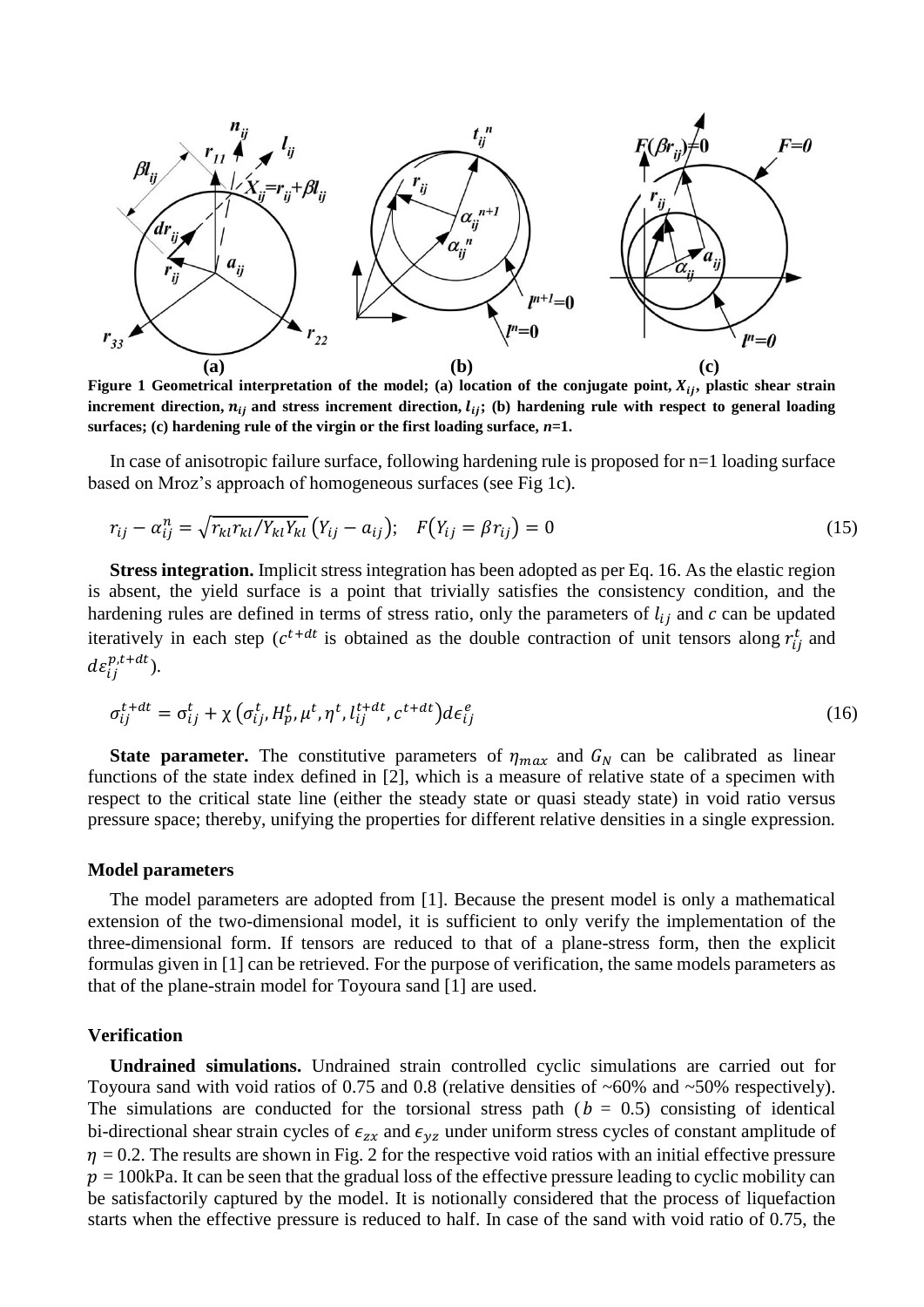**Figure 1 Geometrical interpretation of the model; (a) location of the conjugate point, $X_{ij}$, plastic shear strain increment direction, $n_{ij}$ and stress increment direction, $l_{ij}$; (b) hardening rule with respect to general loading surfaces; (c) hardening rule of the virgin or the first loading surface, *n*=1.**

In case of anisotropic failure surface, following hardening rule is proposed for n=1 loading surface based on Mroz's approach of homogeneous surfaces (see Fig 1c).

$$r_{ij} - \alpha_{ij}^{n} = \sqrt{r_{kl}r_{kl}/Y_{kl}Y_{kl}}\,(Y_{ij} - a_{ij});\quad F(Y_{ij} = \beta r_{ij}) = 0 \tag{15}$$

**Stress integration.** Implicit stress integration has been adopted as per Eq. 16. As the elastic region is absent, the yield surface is a point that trivially satisfies the consistency condition, and the hardening rules are defined in terms of stress ratio, only the parameters of $l_{ij}$ and $c$ can be updated iteratively in each step ($c^{t+dt}$ is obtained as the double contraction of unit tensors along $r_{ij}^{t}$ and $d\varepsilon_{ij}^{p,t+dt}$).

$$\sigma_{ij}^{t+dt} = \sigma_{ij}^{t} + \chi\left(\sigma_{ij}^{t}, H_{p}^{t}, \mu^{t}, \eta^{t}, l_{ij}^{t+dt}, c^{t+dt}\right)d\epsilon_{ij}^{e} \tag{16}$$

**State parameter.** The constitutive parameters of $\eta_{max}$ and $G_N$ can be calibrated as linear functions of the state index defined in [2], which is a measure of relative state of a specimen with respect to the critical state line (either the steady state or quasi steady state) in void ratio versus pressure space; thereby, unifying the properties for different relative densities in a single expression.

### Model parameters

The model parameters are adopted from [1]. Because the present model is only a mathematical extension of the two-dimensional model, it is sufficient to only verify the implementation of the three-dimensional form. If tensors are reduced to that of a plane-stress form, then the explicit formulas given in [1] can be retrieved. For the purpose of verification, the same models parameters as that of the plane-strain model for Toyoura sand [1] are used.

### Verification

**Undrained simulations.** Undrained strain controlled cyclic simulations are carried out for Toyoura sand with void ratios of 0.75 and 0.8 (relative densities of ~60% and ~50% respectively). The simulations are conducted for the torsional stress path ($b$ = 0.5) consisting of identical bi-directional shear strain cycles of $\epsilon_{zx}$ and $\epsilon_{yz}$ under uniform stress cycles of constant amplitude of $\eta$ = 0.2. The results are shown in Fig. 2 for the respective void ratios with an initial effective pressure $p$ = 100kPa. It can be seen that the gradual loss of the effective pressure leading to cyclic mobility can be satisfactorily captured by the model. It is notionally considered that the process of liquefaction starts when the effective pressure is reduced to half. In case of the sand with void ratio of 0.75, the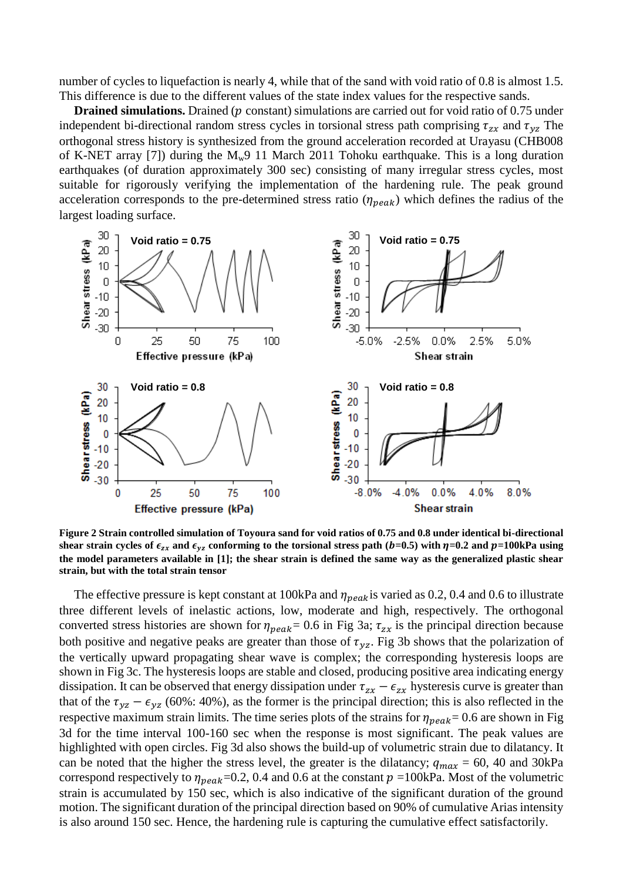number of cycles to liquefaction is nearly 4, while that of the sand with void ratio of 0.8 is almost 1.5. This difference is due to the different values of the state index values for the respective sands.

**Drained simulations.** Drained ($p$ constant) simulations are carried out for void ratio of 0.75 under independent bi-directional random stress cycles in torsional stress path comprising $\tau_{zx}$ and $\tau_{yz}$ The orthogonal stress history is synthesized from the ground acceleration recorded at Urayasu (CHB008 of K-NET array [7]) during the $M_w$9 11 March 2011 Tohoku earthquake. This is a long duration earthquakes (of duration approximately 300 sec) consisting of many irregular stress cycles, most suitable for rigorously verifying the implementation of the hardening rule. The peak ground acceleration corresponds to the pre-determined stress ratio ($\eta_{peak}$) which defines the radius of the largest loading surface.

**Figure 2 Strain controlled simulation of Toyoura sand for void ratios of 0.75 and 0.8 under identical bi-directional shear strain cycles of $\epsilon_{zx}$ and $\epsilon_{yz}$ conforming to the torsional stress path ($b$=0.5) with $\eta$=0.2 and $p$=100kPa using the model parameters available in [1]; the shear strain is defined the same way as the generalized plastic shear strain, but with the total strain tensor**

The effective pressure is kept constant at 100kPa and $\eta_{peak}$ is varied as 0.2, 0.4 and 0.6 to illustrate three different levels of inelastic actions, low, moderate and high, respectively. The orthogonal converted stress histories are shown for $\eta_{peak}$= 0.6 in Fig 3a; $\tau_{zx}$ is the principal direction because both positive and negative peaks are greater than those of $\tau_{yz}$. Fig 3b shows that the polarization of the vertically upward propagating shear wave is complex; the corresponding hysteresis loops are shown in Fig 3c. The hysteresis loops are stable and closed, producing positive area indicating energy dissipation. It can be observed that energy dissipation under $\tau_{zx} - \epsilon_{zx}$ hysteresis curve is greater than that of the $\tau_{yz} - \epsilon_{yz}$ (60%: 40%), as the former is the principal direction; this is also reflected in the respective maximum strain limits. The time series plots of the strains for $\eta_{peak}$= 0.6 are shown in Fig 3d for the time interval 100-160 sec when the response is most significant. The peak values are highlighted with open circles. Fig 3d also shows the build-up of volumetric strain due to dilatancy. It can be noted that the higher the stress level, the greater is the dilatancy; $q_{max}$ = 60, 40 and 30kPa correspond respectively to $\eta_{peak}$=0.2, 0.4 and 0.6 at the constant $p$ =100kPa. Most of the volumetric strain is accumulated by 150 sec, which is also indicative of the significant duration of the ground motion. The significant duration of the principal direction based on 90% of cumulative Arias intensity is also around 150 sec. Hence, the hardening rule is capturing the cumulative effect satisfactorily.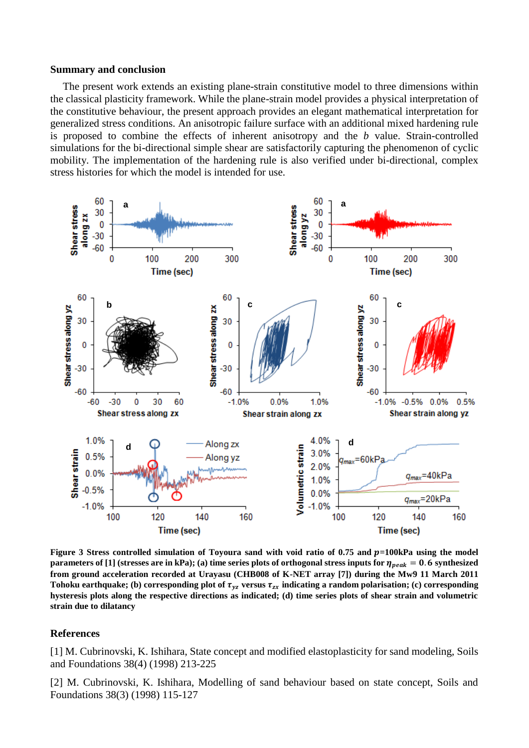## Summary and conclusion

The present work extends an existing plane-strain constitutive model to three dimensions within the classical plasticity framework. While the plane-strain model provides a physical interpretation of the constitutive behaviour, the present approach provides an elegant mathematical interpretation for generalized stress conditions. An anisotropic failure surface with an additional mixed hardening rule is proposed to combine the effects of inherent anisotropy and the *b* value. Strain-controlled simulations for the bi-directional simple shear are satisfactorily capturing the phenomenon of cyclic mobility. The implementation of the hardening rule is also verified under bi-directional, complex stress histories for which the model is intended for use.

**Figure 3 Stress controlled simulation of Toyoura sand with void ratio of 0.75 and $p$=100kPa using the model parameters of [1] (stresses are in kPa); (a) time series plots of orthogonal stress inputs for $\eta_{peak} = 0.6$ synthesized from ground acceleration recorded at Urayasu (CHB008 of K-NET array [7]) during the Mw9 11 March 2011 Tohoku earthquake; (b) corresponding plot of $\tau_{yz}$ versus $\tau_{zx}$ indicating a random polarisation; (c) corresponding hysteresis plots along the respective directions as indicated; (d) time series plots of shear strain and volumetric strain due to dilatancy**

## References

[1] M. Cubrinovski, K. Ishihara, State concept and modified elastoplasticity for sand modeling, Soils and Foundations 38(4) (1998) 213-225

[2] M. Cubrinovski, K. Ishihara, Modelling of sand behaviour based on state concept, Soils and Foundations 38(3) (1998) 115-127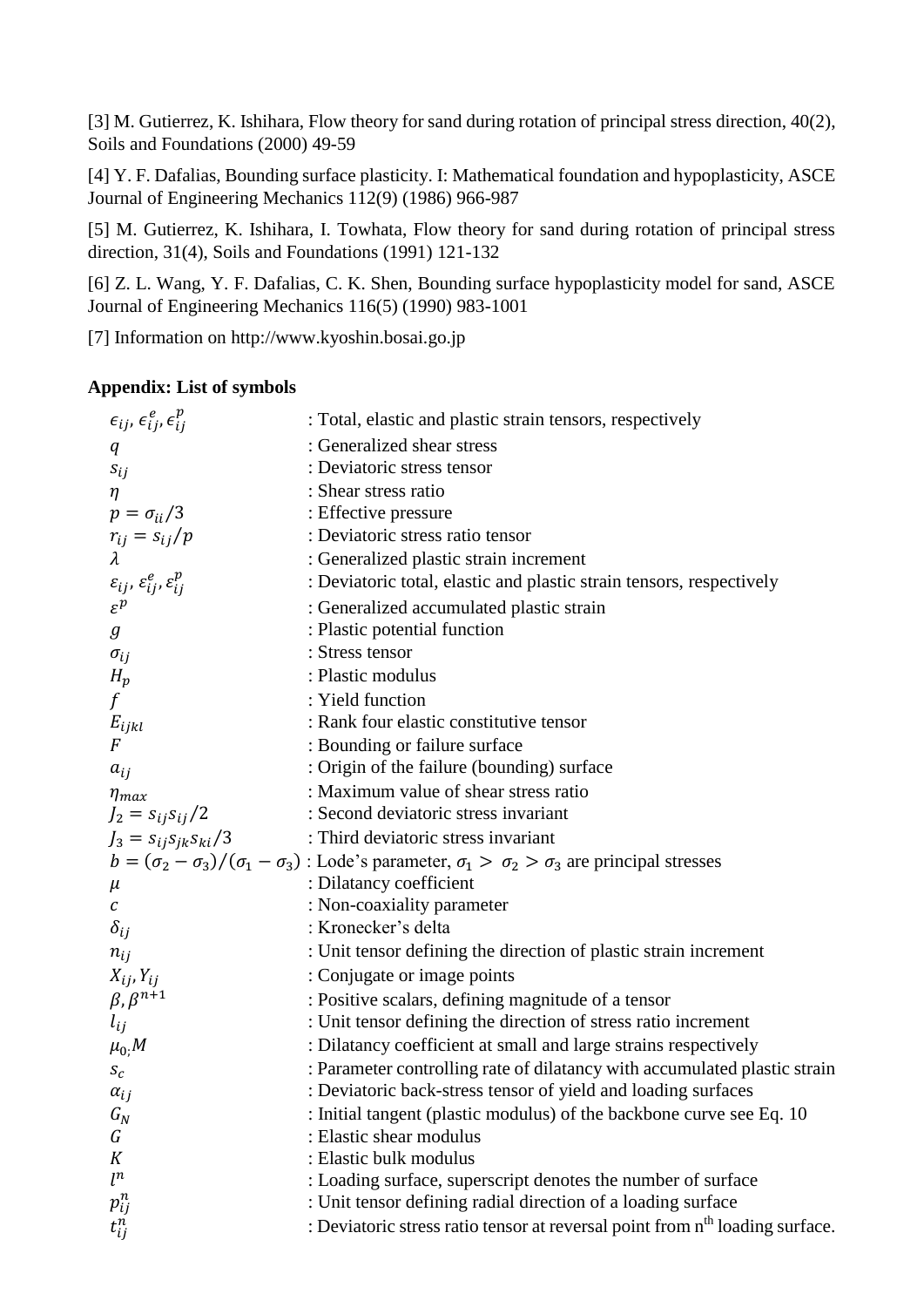[3] M. Gutierrez, K. Ishihara, Flow theory for sand during rotation of principal stress direction, 40(2), Soils and Foundations (2000) 49-59

[4] Y. F. Dafalias, Bounding surface plasticity. I: Mathematical foundation and hypoplasticity, ASCE Journal of Engineering Mechanics 112(9) (1986) 966-987

[5] M. Gutierrez, K. Ishihara, I. Towhata, Flow theory for sand during rotation of principal stress direction, 31(4), Soils and Foundations (1991) 121-132

[6] Z. L. Wang, Y. F. Dafalias, C. K. Shen, Bounding surface hypoplasticity model for sand, ASCE Journal of Engineering Mechanics 116(5) (1990) 983-1001

[7] Information on http://www.kyoshin.bosai.go.jp

**Appendix: List of symbols**

| | |
|---|---|
| $\epsilon_{ij}, \epsilon_{ij}^{e}, \epsilon_{ij}^{p}$ | : Total, elastic and plastic strain tensors, respectively |
| $q$ | : Generalized shear stress |
| $s_{ij}$ | : Deviatoric stress tensor |
| $\eta$ | : Shear stress ratio |
| $p = \sigma_{ii}/3$ | : Effective pressure |
| $r_{ij} = s_{ij}/p$ | : Deviatoric stress ratio tensor |
| $\lambda$ | : Generalized plastic strain increment |
| $\varepsilon_{ij}, \varepsilon_{ij}^{e}, \varepsilon_{ij}^{p}$ | : Deviatoric total, elastic and plastic strain tensors, respectively |
| $\varepsilon^{p}$ | : Generalized accumulated plastic strain |
| $g$ | : Plastic potential function |
| $\sigma_{ij}$ | : Stress tensor |
| $H_p$ | : Plastic modulus |
| $f$ | : Yield function |
| $E_{ijkl}$ | : Rank four elastic constitutive tensor |
| $F$ | : Bounding or failure surface |
| $a_{ij}$ | : Origin of the failure (bounding) surface |
| $\eta_{max}$ | : Maximum value of shear stress ratio |
| $J_2 = s_{ij}s_{ij}/2$ | : Second deviatoric stress invariant |
| $J_3 = s_{ij}s_{jk}s_{ki}/3$ | : Third deviatoric stress invariant |
| $b = (\sigma_2 - \sigma_3)/(\sigma_1 - \sigma_3)$ | : Lode's parameter, $\sigma_1 > \sigma_2 > \sigma_3$ are principal stresses |
| $\mu$ | : Dilatancy coefficient |
| $c$ | : Non-coaxiality parameter |
| $\delta_{ij}$ | : Kronecker's delta |
| $n_{ij}$ | : Unit tensor defining the direction of plastic strain increment |
| $X_{ij}, Y_{ij}$ | : Conjugate or image points |
| $\beta, \beta^{n+1}$ | : Positive scalars, defining magnitude of a tensor |
| $l_{ij}$ | : Unit tensor defining the direction of stress ratio increment |
| $\mu_0, M$ | : Dilatancy coefficient at small and large strains respectively |
| $s_c$ | : Parameter controlling rate of dilatancy with accumulated plastic strain |
| $\alpha_{ij}$ | : Deviatoric back-stress tensor of yield and loading surfaces |
| $G_N$ | : Initial tangent (plastic modulus) of the backbone curve see Eq. 10 |
| $G$ | : Elastic shear modulus |
| $K$ | : Elastic bulk modulus |
| $l^{n}$ | : Loading surface, superscript denotes the number of surface |
| $p_{ij}^{n}$ | : Unit tensor defining radial direction of a loading surface |
| $t_{ij}^{n}$ | : Deviatoric stress ratio tensor at reversal point from n[th] loading surface. |